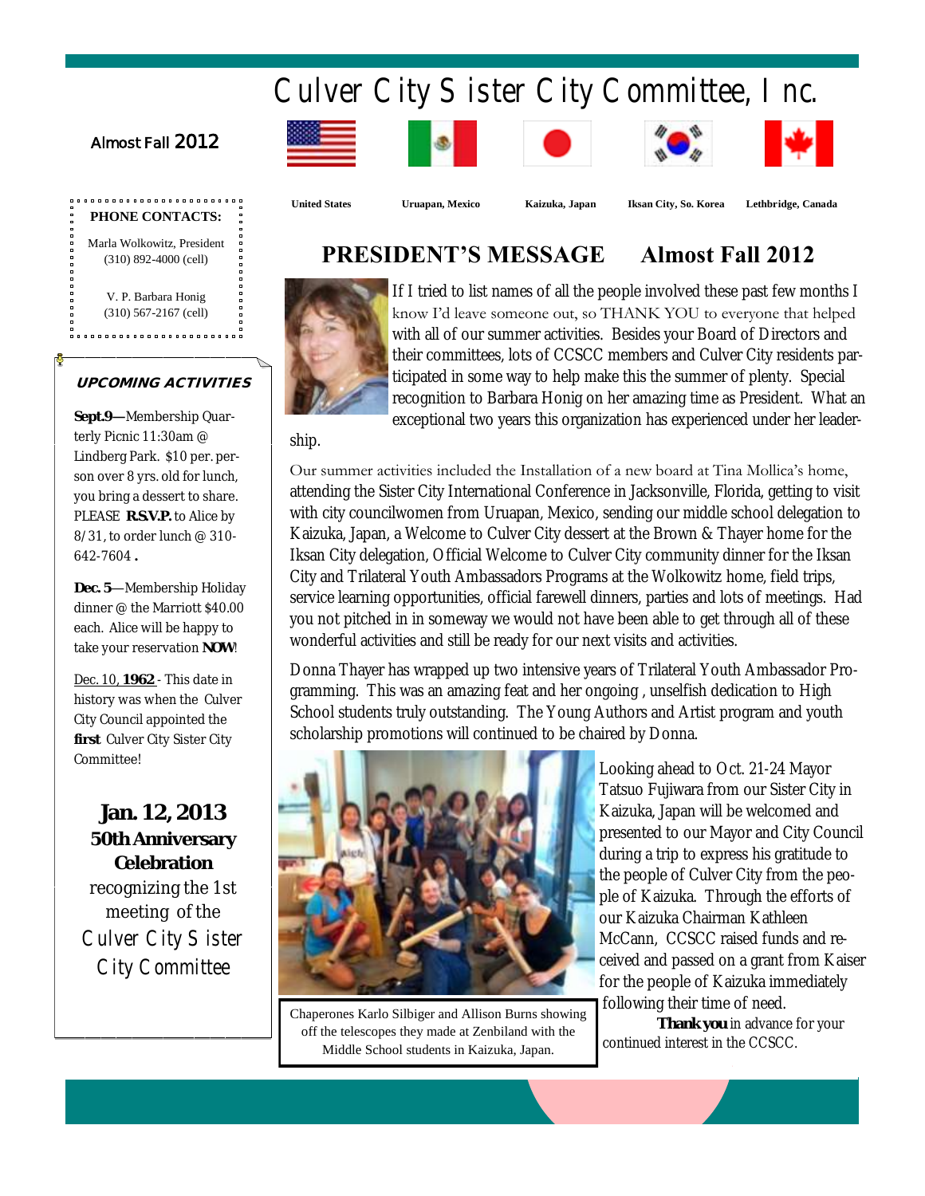# Culver City Sister City Committee, Inc.

Almost Fall 2012

United States | Uruapan, Mexico | Kaizuka, Japan | Iksan City, So. Korea | Lethbridge, Canada

**PHONE CONTACTS:**

Marla Wolkowitz, President
(310) 892-4000 (cell)

V. P. Barbara Honig
(310) 567-2167 (cell)

### UPCOMING ACTIVITIES

**Sept.9—**Membership Quarterly Picnic 11:30am @ Lindberg Park. $10 per. person over 8 yrs. old for lunch, you bring a dessert to share. PLEASE **R.S.V.P.** to Alice by 8/31, to order lunch @ 310-642-7604 **.**

**Dec. 5**—Membership Holiday dinner @ the Marriott $40.00 each. Alice will be happy to take your reservation **NOW**!

Dec. 10, **1962** - This date in history was when the Culver City Council appointed the **first** Culver City Sister City Committee!

**Jan. 12, 2013**
**50th Anniversary Celebration**
recognizing the 1st meeting of the Culver City Sister City Committee

## PRESIDENT'S MESSAGE Almost Fall 2012

If I tried to list names of all the people involved these past few months I know I'd leave someone out, so THANK YOU to everyone that helped with all of our summer activities. Besides your Board of Directors and their committees, lots of CCSCC members and Culver City residents participated in some way to help make this the summer of plenty. Special recognition to Barbara Honig on her amazing time as President. What an exceptional two years this organization has experienced under her leadership.

Our summer activities included the Installation of a new board at Tina Mollica's home, attending the Sister City International Conference in Jacksonville, Florida, getting to visit with city councilwomen from Uruapan, Mexico, sending our middle school delegation to Kaizuka, Japan, a Welcome to Culver City dessert at the Brown & Thayer home for the Iksan City delegation, Official Welcome to Culver City community dinner for the Iksan City and Trilateral Youth Ambassadors Programs at the Wolkowitz home, field trips, service learning opportunities, official farewell dinners, parties and lots of meetings. Had you not pitched in in someway we would not have been able to get through all of these wonderful activities and still be ready for our next visits and activities.

Donna Thayer has wrapped up two intensive years of Trilateral Youth Ambassador Programming. This was an amazing feat and her ongoing , unselfish dedication to High School students truly outstanding. The Young Authors and Artist program and youth scholarship promotions will continued to be chaired by Donna.

Chaperones Karlo Silbiger and Allison Burns showing off the telescopes they made at Zenbiland with the Middle School students in Kaizuka, Japan.

Looking ahead to Oct. 21-24 Mayor Tatsuo Fujiwara from our Sister City in Kaizuka, Japan will be welcomed and presented to our Mayor and City Council during a trip to express his gratitude to the people of Culver City from the people of Kaizuka. Through the efforts of our Kaizuka Chairman Kathleen McCann, CCSCC raised funds and received and passed on a grant from Kaiser for the people of Kaizuka immediately following their time of need.

**Thank you** in advance for your continued interest in the CCSCC.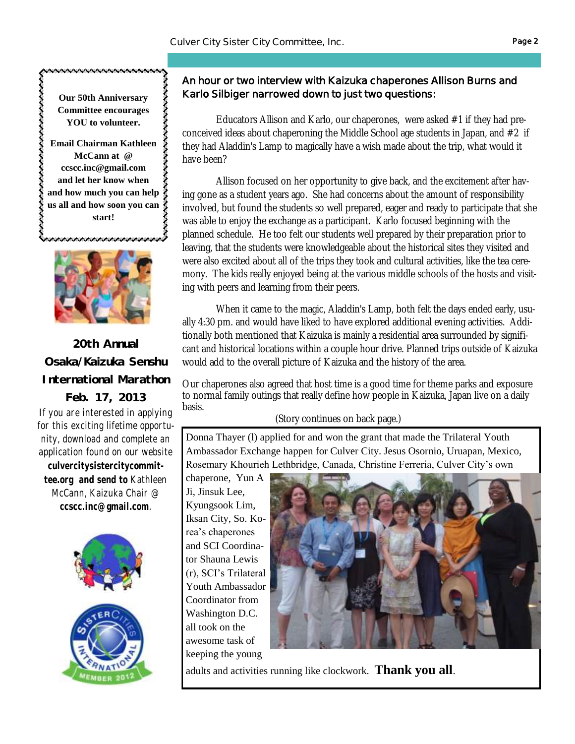## An hour or two interview with Kaizuka chaperones Allison Burns and Karlo Silbiger narrowed down to just two questions:

Educators Allison and Karlo, our chaperones, were asked #1 if they had preconceived ideas about chaperoning the Middle School age students in Japan, and #2 if they had Aladdin's Lamp to magically have a wish made about the trip, what would it have been?

Allison focused on her opportunity to give back, and the excitement after having gone as a student years ago. She had concerns about the amount of responsibility involved, but found the students so well prepared, eager and ready to participate that she was able to enjoy the exchange as a participant. Karlo focused beginning with the planned schedule. He too felt our students well prepared by their preparation prior to leaving, that the students were knowledgeable about the historical sites they visited and were also excited about all of the trips they took and cultural activities, like the tea ceremony. The kids really enjoyed being at the various middle schools of the hosts and visiting with peers and learning from their peers.

When it came to the magic, Aladdin's Lamp, both felt the days ended early, usually 4:30 pm. and would have liked to have explored additional evening activities. Additionally both mentioned that Kaizuka is mainly a residential area surrounded by significant and historical locations within a couple hour drive. Planned trips outside of Kaizuka would add to the overall picture of Kaizuka and the history of the area.

Our chaperones also agreed that host time is a good time for theme parks and exposure to normal family outings that really define how people in Kaizuka, Japan live on a daily basis.

(Story continues on back page.)

Donna Thayer (l) applied for and won the grant that made the Trilateral Youth Ambassador Exchange happen for Culver City. Jesus Osornio, Uruapan, Mexico, Rosemary Khourieh Lethbridge, Canada, Christine Ferreria, Culver City's own chaperone, Yun A Ji, Jinsuk Lee, Kyungsook Lim, Iksan City, So. Korea's chaperones and SCI Coordinator Shauna Lewis (r), SCI's Trilateral Youth Ambassador Coordinator from Washington D.C. all took on the awesome task of keeping the young adults and activities running like clockwork. **Thank you all**.

**Our 50th Anniversary Committee encourages YOU to volunteer.**

**Email Chairman Kathleen McCann at @ ccscc.inc@gmail.com and let her know when and how much you can help us all and how soon you can start!**

### 20th Annual Osaka/Kaizuka Senshu International Marathon Feb. 17, 2013

If you are interested in applying for this exciting lifetime opportunity, download and complete an application found on our website **culvercitysistercitycommittee.org and send to** Kathleen McCann, Kaizuka Chair @ **ccscc.inc@gmail.com**.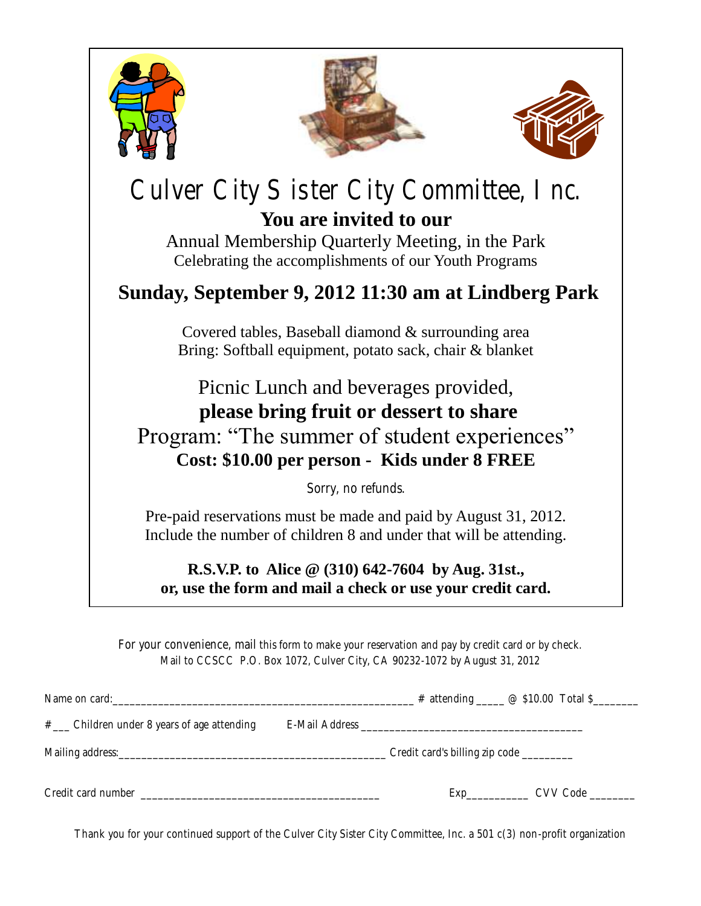# Culver City Sister City Committee, Inc.

**You are invited to our**

Annual Membership Quarterly Meeting, in the Park

Celebrating the accomplishments of our Youth Programs

## Sunday, September 9, 2012 11:30 am at Lindberg Park

Covered tables, Baseball diamond & surrounding area

Bring: Softball equipment, potato sack, chair & blanket

Picnic Lunch and beverages provided,

**please bring fruit or dessert to share**

Program: "The summer of student experiences"

**Cost: $10.00 per person - Kids under 8 FREE**

Sorry, no refunds.

Pre-paid reservations must be made and paid by August 31, 2012.

Include the number of children 8 and under that will be attending.

**R.S.V.P. to Alice @ (310) 642-7604 by Aug. 31st.,**

**or, use the form and mail a check or use your credit card.**

For your convenience, mail this form to make your reservation and pay by credit card or by check.

Mail to CCSCC P.O. Box 1072, Culver City, CA 90232-1072 by August 31, 2012

Name on card:_____________________________________________________ # attending _____ @ $10.00 Total $________

# ___ Children under 8 years of age attending E-Mail Address ______________________________________

Mailing address:________________________________________________ Credit card's billing zip code _________

Credit card number __________________________________________ Exp___________ CVV Code ________

Thank you for your continued support of the Culver City Sister City Committee, Inc. a 501 c(3) non-profit organization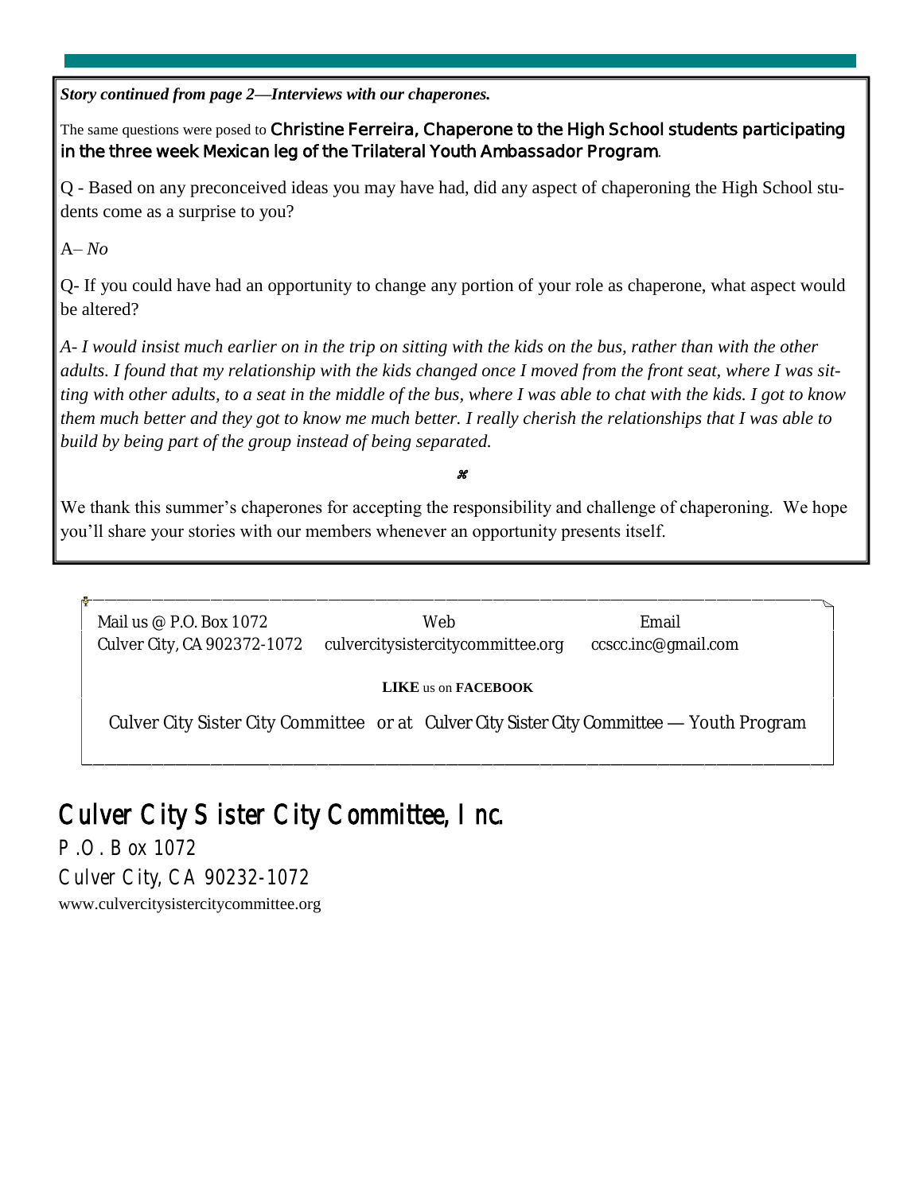***Story continued from page 2—Interviews with our chaperones.***

The same questions were posed to **Christine Ferreira, Chaperone to the High School students participating in the three week Mexican leg of the Trilateral Youth Ambassador Program**.

Q - Based on any preconceived ideas you may have had, did any aspect of chaperoning the High School students come as a surprise to you?

A– *No*

Q- If you could have had an opportunity to change any portion of your role as chaperone, what aspect would be altered?

*A- I would insist much earlier on in the trip on sitting with the kids on the bus, rather than with the other adults. I found that my relationship with the kids changed once I moved from the front seat, where I was sitting with other adults, to a seat in the middle of the bus, where I was able to chat with the kids. I got to know them much better and they got to know me much better. I really cherish the relationships that I was able to build by being part of the group instead of being separated.*

⌘

We thank this summer's chaperones for accepting the responsibility and challenge of chaperoning. We hope you'll share your stories with our members whenever an opportunity presents itself.

| | | |
|---|---|---|
| Mail us @ P.O. Box 1072<br>Culver City, CA 902372-1072 | Web<br>culvercitysistercitycommittee.org | Email<br>ccscc.inc@gmail.com |

**LIKE** us on **FACEBOOK**

Culver City Sister City Committee or at Culver City Sister City Committee — Youth Program

# Culver City Sister City Committee, Inc.

P.O. Box 1072
Culver City, CA 90232-1072
www.culvercitysistercitycommittee.org